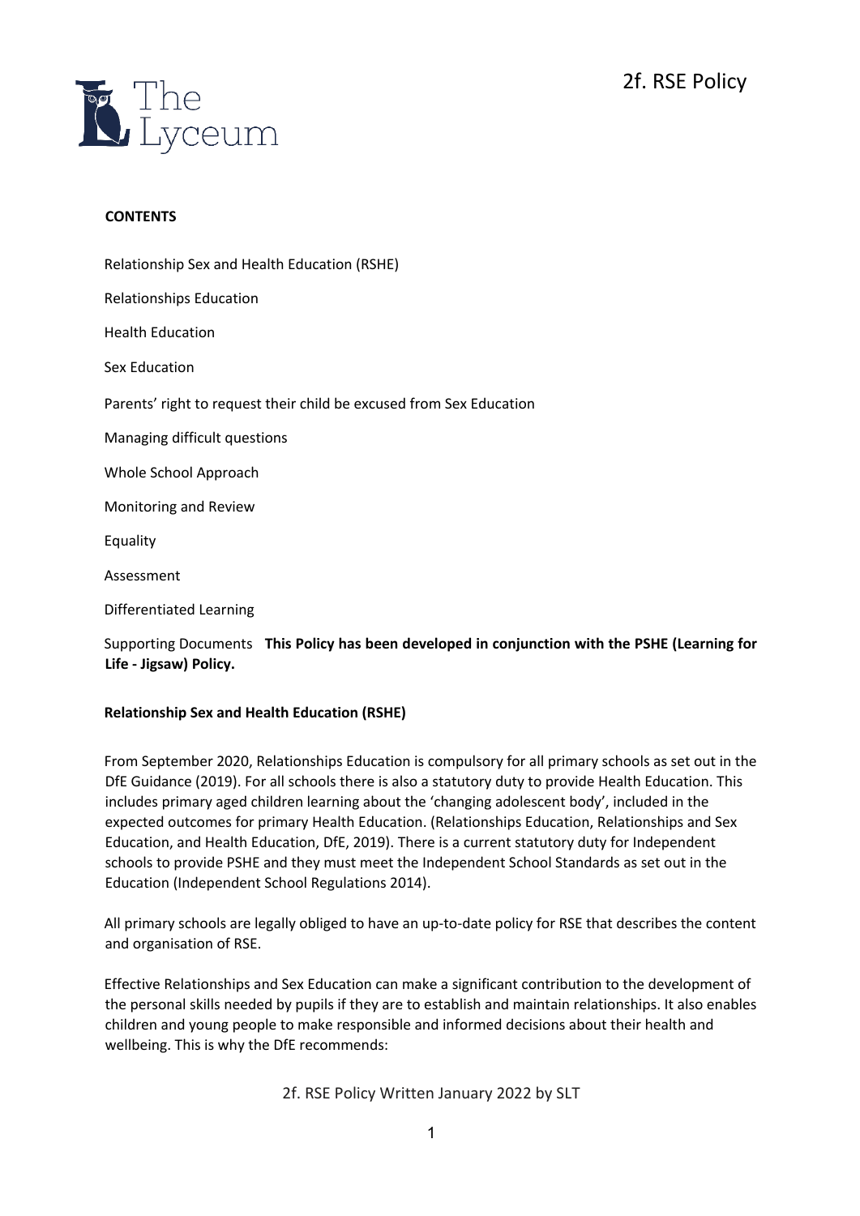# 2f. RSE Policy

**CONTENTS**

Relationship Sex and Health Education (RSHE)

Relationships Education

Health Education

Sex Education

Parents' right to request their child be excused from Sex Education

Managing difficult questions

Whole School Approach

Monitoring and Review

Equality

Assessment

Differentiated Learning

Supporting Documents **This Policy has been developed in conjunction with the PSHE (Learning for Life - Jigsaw) Policy.**

**Relationship Sex and Health Education (RSHE)**

From September 2020, Relationships Education is compulsory for all primary schools as set out in the DfE Guidance (2019). For all schools there is also a statutory duty to provide Health Education. This includes primary aged children learning about the 'changing adolescent body', included in the expected outcomes for primary Health Education. (Relationships Education, Relationships and Sex Education, and Health Education, DfE, 2019). There is a current statutory duty for Independent schools to provide PSHE and they must meet the Independent School Standards as set out in the Education (Independent School Regulations 2014).

All primary schools are legally obliged to have an up-to-date policy for RSE that describes the content and organisation of RSE.

Effective Relationships and Sex Education can make a significant contribution to the development of the personal skills needed by pupils if they are to establish and maintain relationships. It also enables children and young people to make responsible and informed decisions about their health and wellbeing. This is why the DfE recommends: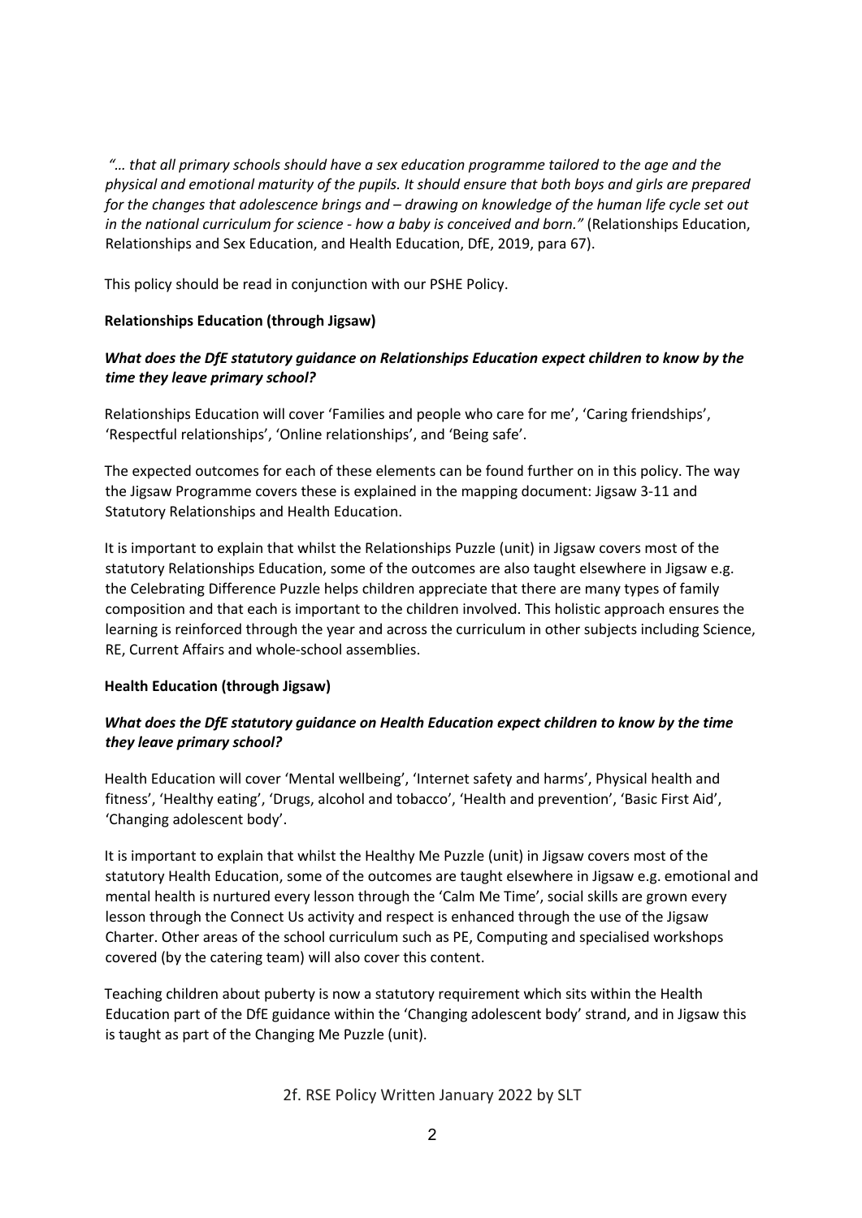*"… that all primary schools should have a sex education programme tailored to the age and the physical and emotional maturity of the pupils. It should ensure that both boys and girls are prepared for the changes that adolescence brings and – drawing on knowledge of the human life cycle set out in the national curriculum for science - how a baby is conceived and born."* (Relationships Education, Relationships and Sex Education, and Health Education, DfE, 2019, para 67).

This policy should be read in conjunction with our PSHE Policy.

**Relationships Education (through Jigsaw)**

***What does the DfE statutory guidance on Relationships Education expect children to know by the time they leave primary school?***

Relationships Education will cover 'Families and people who care for me', 'Caring friendships', 'Respectful relationships', 'Online relationships', and 'Being safe'.

The expected outcomes for each of these elements can be found further on in this policy. The way the Jigsaw Programme covers these is explained in the mapping document: Jigsaw 3-11 and Statutory Relationships and Health Education.

It is important to explain that whilst the Relationships Puzzle (unit) in Jigsaw covers most of the statutory Relationships Education, some of the outcomes are also taught elsewhere in Jigsaw e.g. the Celebrating Difference Puzzle helps children appreciate that there are many types of family composition and that each is important to the children involved. This holistic approach ensures the learning is reinforced through the year and across the curriculum in other subjects including Science, RE, Current Affairs and whole-school assemblies.

**Health Education (through Jigsaw)**

***What does the DfE statutory guidance on Health Education expect children to know by the time they leave primary school?***

Health Education will cover 'Mental wellbeing', 'Internet safety and harms', Physical health and fitness', 'Healthy eating', 'Drugs, alcohol and tobacco', 'Health and prevention', 'Basic First Aid', 'Changing adolescent body'.

It is important to explain that whilst the Healthy Me Puzzle (unit) in Jigsaw covers most of the statutory Health Education, some of the outcomes are taught elsewhere in Jigsaw e.g. emotional and mental health is nurtured every lesson through the 'Calm Me Time', social skills are grown every lesson through the Connect Us activity and respect is enhanced through the use of the Jigsaw Charter. Other areas of the school curriculum such as PE, Computing and specialised workshops covered (by the catering team) will also cover this content.

Teaching children about puberty is now a statutory requirement which sits within the Health Education part of the DfE guidance within the 'Changing adolescent body' strand, and in Jigsaw this is taught as part of the Changing Me Puzzle (unit).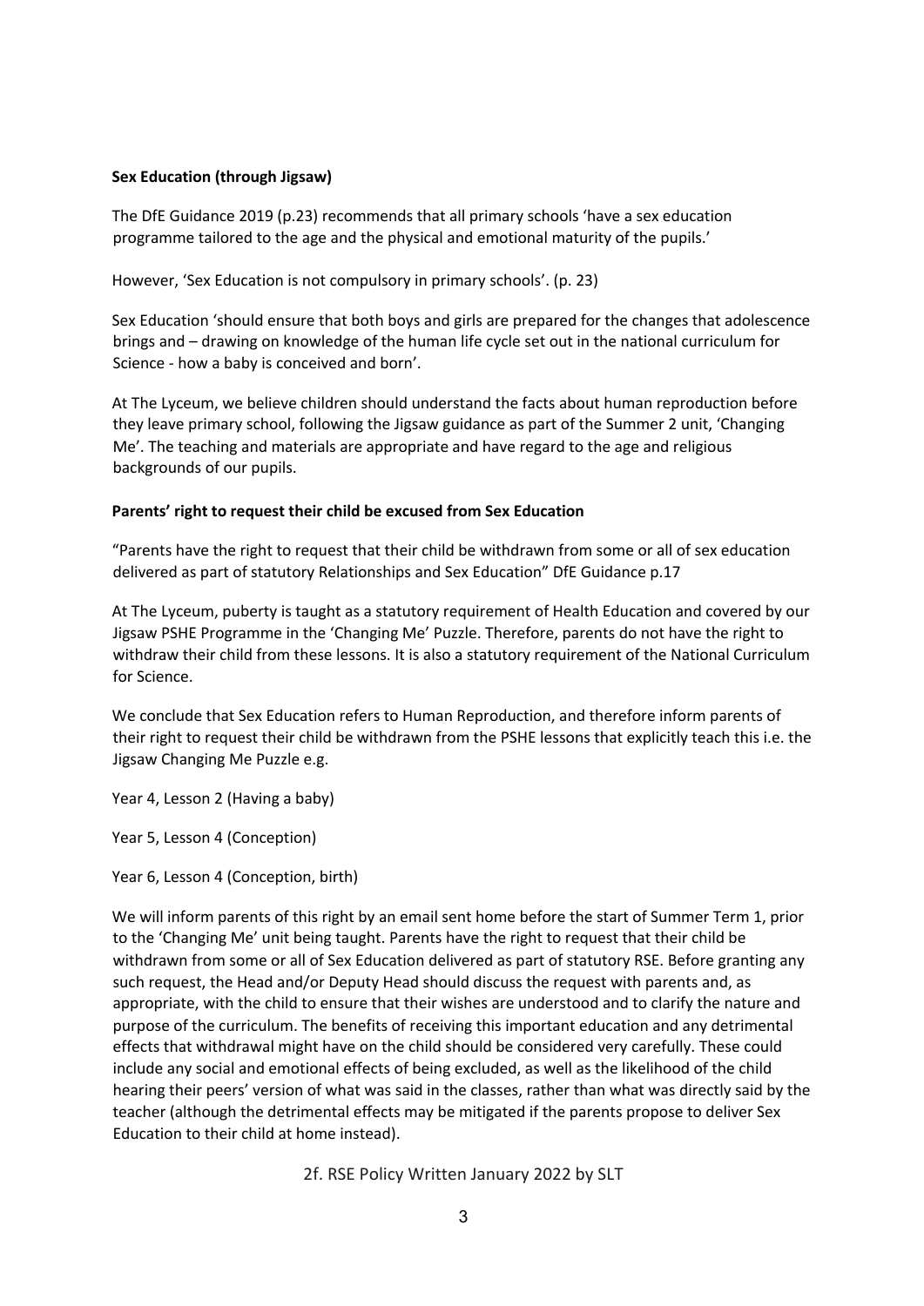**Sex Education (through Jigsaw)**

The DfE Guidance 2019 (p.23) recommends that all primary schools 'have a sex education programme tailored to the age and the physical and emotional maturity of the pupils.'

However, 'Sex Education is not compulsory in primary schools'. (p. 23)

Sex Education 'should ensure that both boys and girls are prepared for the changes that adolescence brings and – drawing on knowledge of the human life cycle set out in the national curriculum for Science - how a baby is conceived and born'.

At The Lyceum, we believe children should understand the facts about human reproduction before they leave primary school, following the Jigsaw guidance as part of the Summer 2 unit, 'Changing Me'. The teaching and materials are appropriate and have regard to the age and religious backgrounds of our pupils.

**Parents' right to request their child be excused from Sex Education**

"Parents have the right to request that their child be withdrawn from some or all of sex education delivered as part of statutory Relationships and Sex Education" DfE Guidance p.17

At The Lyceum, puberty is taught as a statutory requirement of Health Education and covered by our Jigsaw PSHE Programme in the 'Changing Me' Puzzle. Therefore, parents do not have the right to withdraw their child from these lessons. It is also a statutory requirement of the National Curriculum for Science.

We conclude that Sex Education refers to Human Reproduction, and therefore inform parents of their right to request their child be withdrawn from the PSHE lessons that explicitly teach this i.e. the Jigsaw Changing Me Puzzle e.g.

Year 4, Lesson 2 (Having a baby)

Year 5, Lesson 4 (Conception)

Year 6, Lesson 4 (Conception, birth)

We will inform parents of this right by an email sent home before the start of Summer Term 1, prior to the 'Changing Me' unit being taught. Parents have the right to request that their child be withdrawn from some or all of Sex Education delivered as part of statutory RSE. Before granting any such request, the Head and/or Deputy Head should discuss the request with parents and, as appropriate, with the child to ensure that their wishes are understood and to clarify the nature and purpose of the curriculum. The benefits of receiving this important education and any detrimental effects that withdrawal might have on the child should be considered very carefully. These could include any social and emotional effects of being excluded, as well as the likelihood of the child hearing their peers' version of what was said in the classes, rather than what was directly said by the teacher (although the detrimental effects may be mitigated if the parents propose to deliver Sex Education to their child at home instead).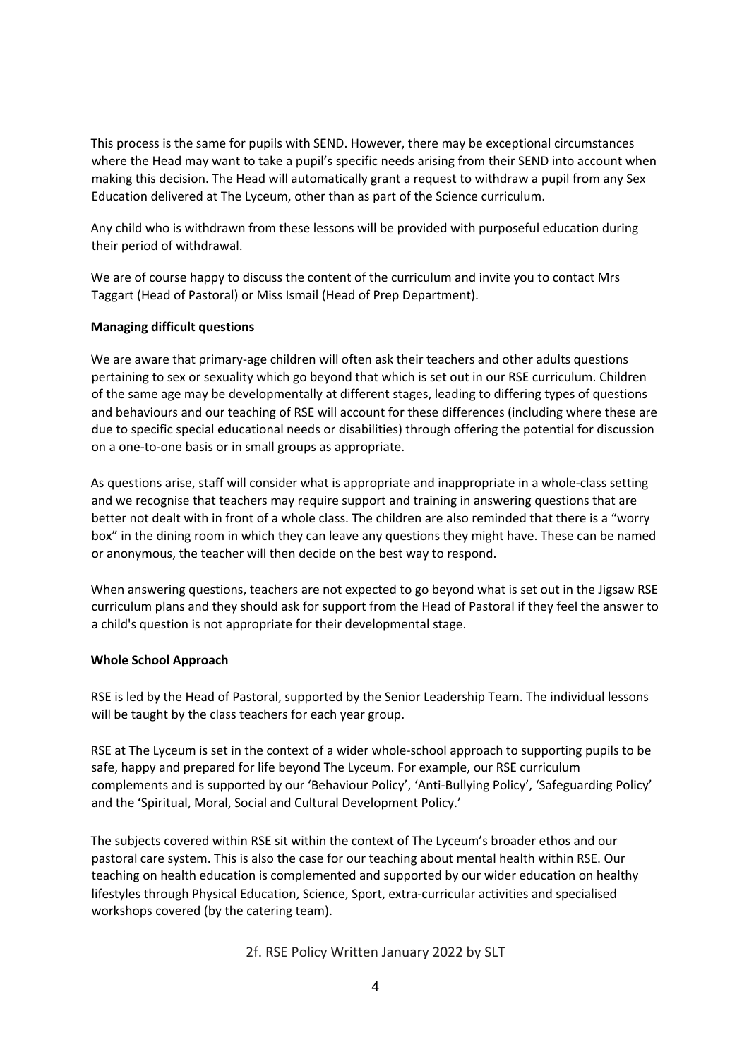This process is the same for pupils with SEND. However, there may be exceptional circumstances where the Head may want to take a pupil's specific needs arising from their SEND into account when making this decision. The Head will automatically grant a request to withdraw a pupil from any Sex Education delivered at The Lyceum, other than as part of the Science curriculum.

Any child who is withdrawn from these lessons will be provided with purposeful education during their period of withdrawal.

We are of course happy to discuss the content of the curriculum and invite you to contact Mrs Taggart (Head of Pastoral) or Miss Ismail (Head of Prep Department).

**Managing difficult questions**

We are aware that primary-age children will often ask their teachers and other adults questions pertaining to sex or sexuality which go beyond that which is set out in our RSE curriculum. Children of the same age may be developmentally at different stages, leading to differing types of questions and behaviours and our teaching of RSE will account for these differences (including where these are due to specific special educational needs or disabilities) through offering the potential for discussion on a one-to-one basis or in small groups as appropriate.

As questions arise, staff will consider what is appropriate and inappropriate in a whole-class setting and we recognise that teachers may require support and training in answering questions that are better not dealt with in front of a whole class. The children are also reminded that there is a "worry box" in the dining room in which they can leave any questions they might have. These can be named or anonymous, the teacher will then decide on the best way to respond.

When answering questions, teachers are not expected to go beyond what is set out in the Jigsaw RSE curriculum plans and they should ask for support from the Head of Pastoral if they feel the answer to a child's question is not appropriate for their developmental stage.

**Whole School Approach**

RSE is led by the Head of Pastoral, supported by the Senior Leadership Team. The individual lessons will be taught by the class teachers for each year group.

RSE at The Lyceum is set in the context of a wider whole-school approach to supporting pupils to be safe, happy and prepared for life beyond The Lyceum. For example, our RSE curriculum complements and is supported by our 'Behaviour Policy', 'Anti-Bullying Policy', 'Safeguarding Policy' and the 'Spiritual, Moral, Social and Cultural Development Policy.'

The subjects covered within RSE sit within the context of The Lyceum's broader ethos and our pastoral care system. This is also the case for our teaching about mental health within RSE. Our teaching on health education is complemented and supported by our wider education on healthy lifestyles through Physical Education, Science, Sport, extra-curricular activities and specialised workshops covered (by the catering team).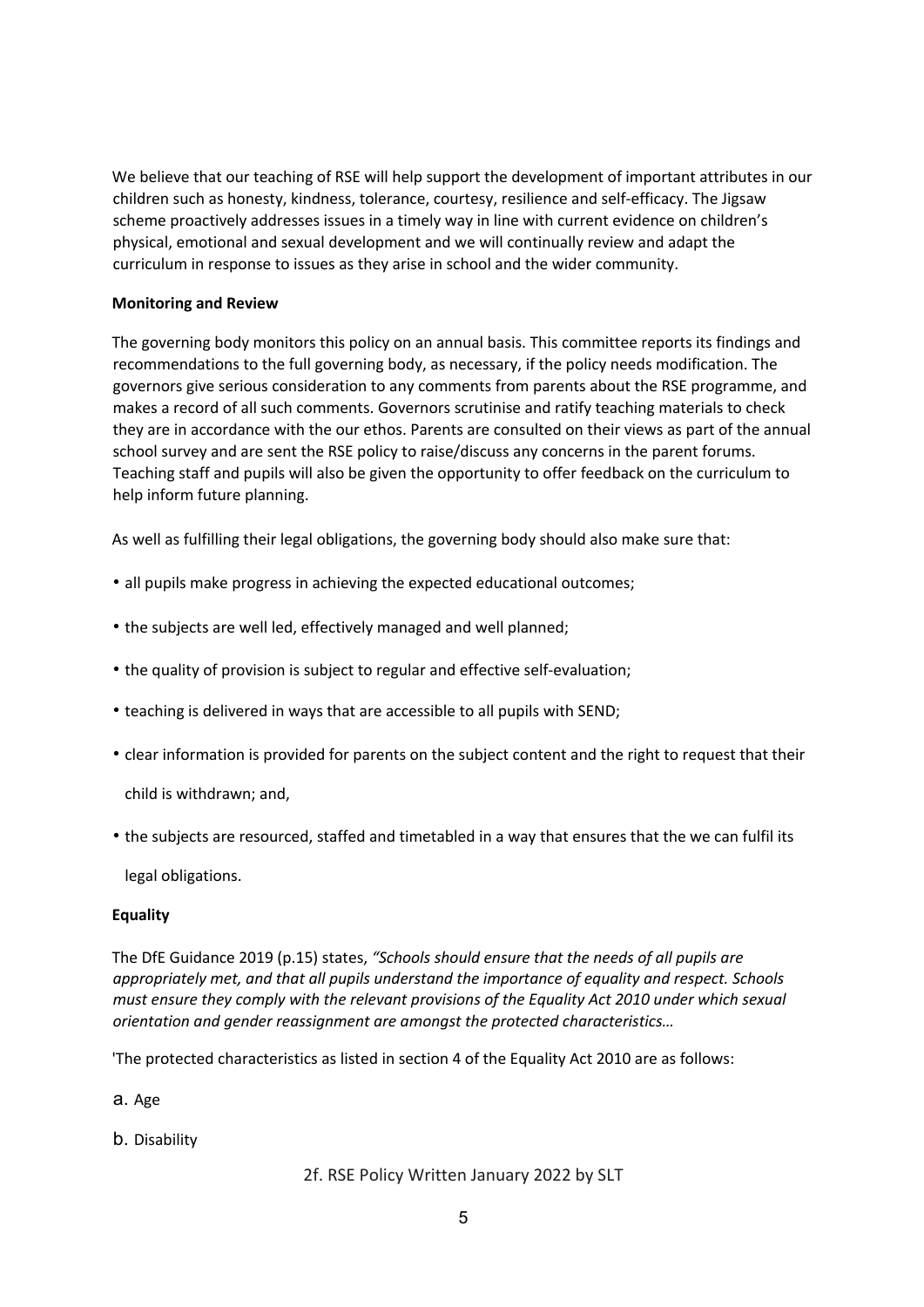We believe that our teaching of RSE will help support the development of important attributes in our children such as honesty, kindness, tolerance, courtesy, resilience and self-efficacy. The Jigsaw scheme proactively addresses issues in a timely way in line with current evidence on children's physical, emotional and sexual development and we will continually review and adapt the curriculum in response to issues as they arise in school and the wider community.

**Monitoring and Review**

The governing body monitors this policy on an annual basis. This committee reports its findings and recommendations to the full governing body, as necessary, if the policy needs modification. The governors give serious consideration to any comments from parents about the RSE programme, and makes a record of all such comments. Governors scrutinise and ratify teaching materials to check they are in accordance with the our ethos. Parents are consulted on their views as part of the annual school survey and are sent the RSE policy to raise/discuss any concerns in the parent forums. Teaching staff and pupils will also be given the opportunity to offer feedback on the curriculum to help inform future planning.

As well as fulfilling their legal obligations, the governing body should also make sure that:

- all pupils make progress in achieving the expected educational outcomes;
- the subjects are well led, effectively managed and well planned;
- the quality of provision is subject to regular and effective self-evaluation;
- teaching is delivered in ways that are accessible to all pupils with SEND;
- clear information is provided for parents on the subject content and the right to request that their child is withdrawn; and,
- the subjects are resourced, staffed and timetabled in a way that ensures that the we can fulfil its legal obligations.

**Equality**

The DfE Guidance 2019 (p.15) states, *"Schools should ensure that the needs of all pupils are appropriately met, and that all pupils understand the importance of equality and respect. Schools must ensure they comply with the relevant provisions of the Equality Act 2010 under which sexual orientation and gender reassignment are amongst the protected characteristics…*

'The protected characteristics as listed in section 4 of the Equality Act 2010 are as follows:

a. Age

b. Disability

2f. RSE Policy Written January 2022 by SLT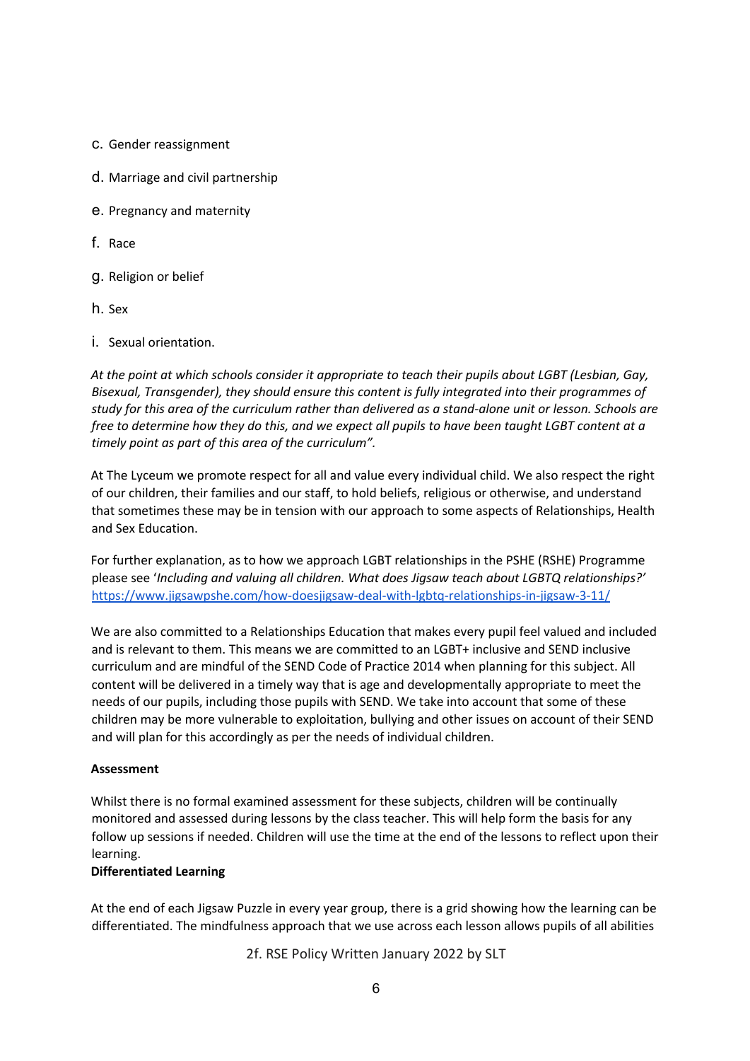c. Gender reassignment

d. Marriage and civil partnership

e. Pregnancy and maternity

f. Race

g. Religion or belief

h. Sex

i. Sexual orientation.

*At the point at which schools consider it appropriate to teach their pupils about LGBT (Lesbian, Gay, Bisexual, Transgender), they should ensure this content is fully integrated into their programmes of study for this area of the curriculum rather than delivered as a stand-alone unit or lesson. Schools are free to determine how they do this, and we expect all pupils to have been taught LGBT content at a timely point as part of this area of the curriculum".*

At The Lyceum we promote respect for all and value every individual child. We also respect the right of our children, their families and our staff, to hold beliefs, religious or otherwise, and understand that sometimes these may be in tension with our approach to some aspects of Relationships, Health and Sex Education.

For further explanation, as to how we approach LGBT relationships in the PSHE (RSHE) Programme please see '*Including and valuing all children. What does Jigsaw teach about LGBTQ relationships?*' [https://www.jigsawpshe.com/how-doesjigsaw-deal-with-lgbtq-relationships-in-jigsaw-3-11/](https://www.jigsawpshe.com/how-doesjigsaw-deal-with-lgbtq-relationships-in-jigsaw-3-11/)

We are also committed to a Relationships Education that makes every pupil feel valued and included and is relevant to them. This means we are committed to an LGBT+ inclusive and SEND inclusive curriculum and are mindful of the SEND Code of Practice 2014 when planning for this subject. All content will be delivered in a timely way that is age and developmentally appropriate to meet the needs of our pupils, including those pupils with SEND. We take into account that some of these children may be more vulnerable to exploitation, bullying and other issues on account of their SEND and will plan for this accordingly as per the needs of individual children.

**Assessment**

Whilst there is no formal examined assessment for these subjects, children will be continually monitored and assessed during lessons by the class teacher. This will help form the basis for any follow up sessions if needed. Children will use the time at the end of the lessons to reflect upon their learning.

**Differentiated Learning**

At the end of each Jigsaw Puzzle in every year group, there is a grid showing how the learning can be differentiated. The mindfulness approach that we use across each lesson allows pupils of all abilities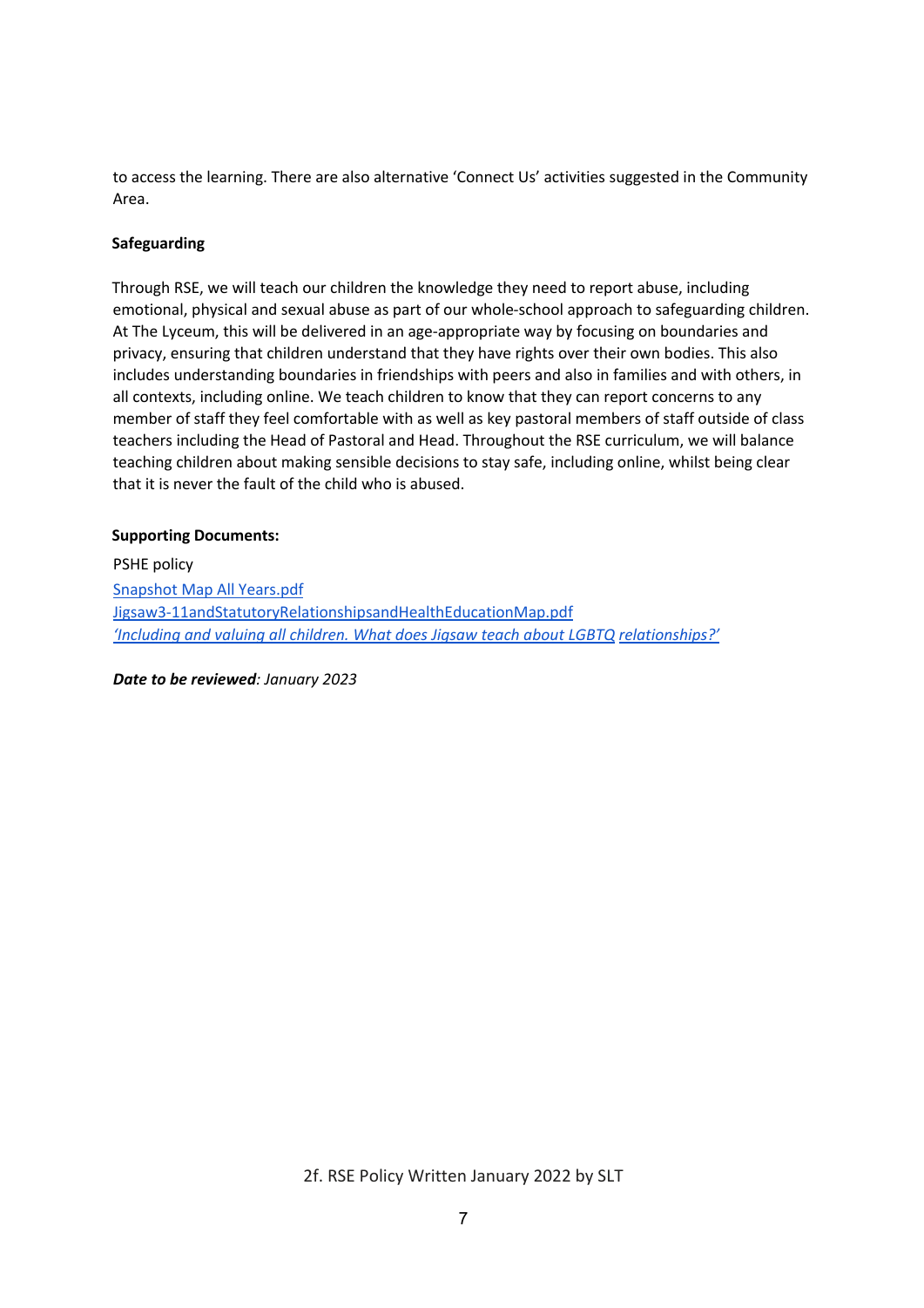to access the learning. There are also alternative 'Connect Us' activities suggested in the Community Area.

**Safeguarding**

Through RSE, we will teach our children the knowledge they need to report abuse, including emotional, physical and sexual abuse as part of our whole-school approach to safeguarding children. At The Lyceum, this will be delivered in an age-appropriate way by focusing on boundaries and privacy, ensuring that children understand that they have rights over their own bodies. This also includes understanding boundaries in friendships with peers and also in families and with others, in all contexts, including online. We teach children to know that they can report concerns to any member of staff they feel comfortable with as well as key pastoral members of staff outside of class teachers including the Head of Pastoral and Head. Throughout the RSE curriculum, we will balance teaching children about making sensible decisions to stay safe, including online, whilst being clear that it is never the fault of the child who is abused.

**Supporting Documents:**

PSHE policy
Snapshot Map All Years.pdf
Jigsaw3-11andStatutoryRelationshipsandHealthEducationMap.pdf
*'Including and valuing all children. What does Jigsaw teach about LGBTQ relationships?'*

***Date to be reviewed**: January 2023*

2f. RSE Policy Written January 2022 by SLT